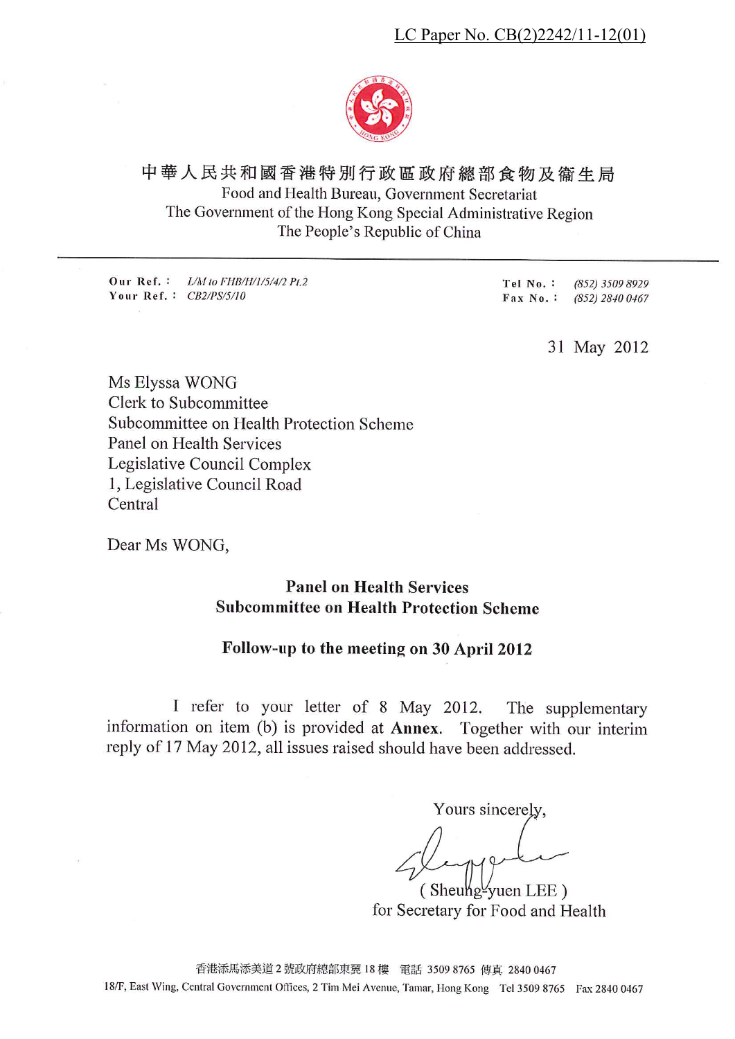LC Paper No. CB(2)2242/11-12(01)

中華人民共和國香港特別行政區政府總部食物及衞生局
Food and Health Bureau, Government Secretariat
The Government of the Hong Kong Special Administrative Region
The People's Republic of China

Our Ref. : L/M to FHB/H/1/5/4/2 Pt.2
Your Ref. : CB2/PS/5/10

Tel No. : (852) 3509 8929
Fax No. : (852) 2840 0467

31 May 2012

Ms Elyssa WONG
Clerk to Subcommittee
Subcommittee on Health Protection Scheme
Panel on Health Services
Legislative Council Complex
1, Legislative Council Road
Central

Dear Ms WONG,

**Panel on Health Services**
**Subcommittee on Health Protection Scheme**

**Follow-up to the meeting on 30 April 2012**

I refer to your letter of 8 May 2012. The supplementary information on item (b) is provided at **Annex**. Together with our interim reply of 17 May 2012, all issues raised should have been addressed.

Yours sincerely,

( Sheung-yuen LEE )
for Secretary for Food and Health

香港添馬添美道2號政府總部東翼18樓 電話 3509 8765 傳真 2840 0467
18/F, East Wing, Central Government Offices, 2 Tim Mei Avenue, Tamar, Hong Kong Tel 3509 8765 Fax 2840 0467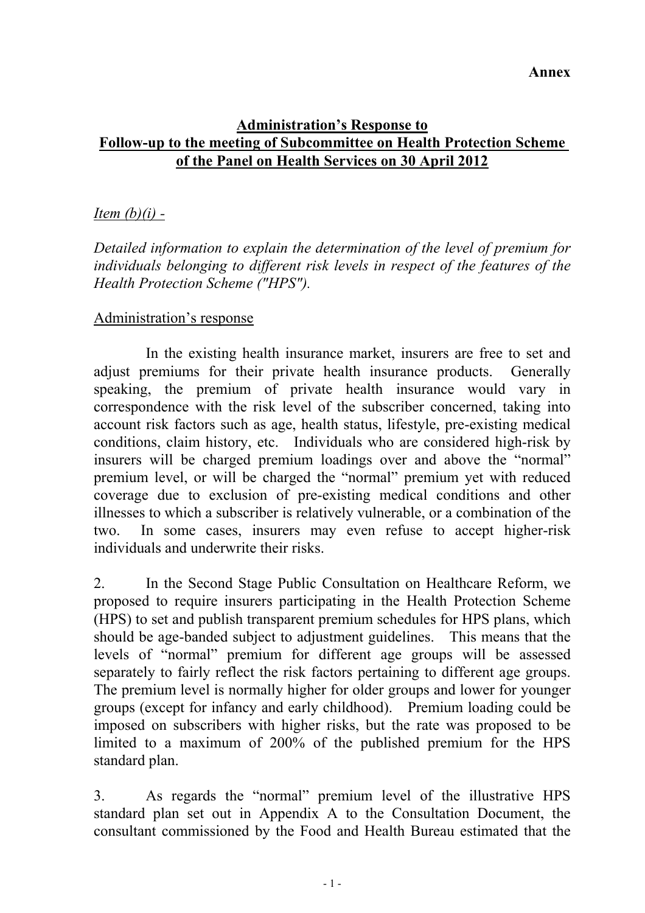**Annex**

## Administration's Response to Follow-up to the meeting of Subcommittee on Health Protection Scheme of the Panel on Health Services on 30 April 2012

*Item (b)(i) -*

*Detailed information to explain the determination of the level of premium for individuals belonging to different risk levels in respect of the features of the Health Protection Scheme ("HPS").*

Administration's response

In the existing health insurance market, insurers are free to set and adjust premiums for their private health insurance products. Generally speaking, the premium of private health insurance would vary in correspondence with the risk level of the subscriber concerned, taking into account risk factors such as age, health status, lifestyle, pre-existing medical conditions, claim history, etc. Individuals who are considered high-risk by insurers will be charged premium loadings over and above the "normal" premium level, or will be charged the "normal" premium yet with reduced coverage due to exclusion of pre-existing medical conditions and other illnesses to which a subscriber is relatively vulnerable, or a combination of the two. In some cases, insurers may even refuse to accept higher-risk individuals and underwrite their risks.

2. In the Second Stage Public Consultation on Healthcare Reform, we proposed to require insurers participating in the Health Protection Scheme (HPS) to set and publish transparent premium schedules for HPS plans, which should be age-banded subject to adjustment guidelines. This means that the levels of "normal" premium for different age groups will be assessed separately to fairly reflect the risk factors pertaining to different age groups. The premium level is normally higher for older groups and lower for younger groups (except for infancy and early childhood). Premium loading could be imposed on subscribers with higher risks, but the rate was proposed to be limited to a maximum of 200% of the published premium for the HPS standard plan.

3. As regards the "normal" premium level of the illustrative HPS standard plan set out in Appendix A to the Consultation Document, the consultant commissioned by the Food and Health Bureau estimated that the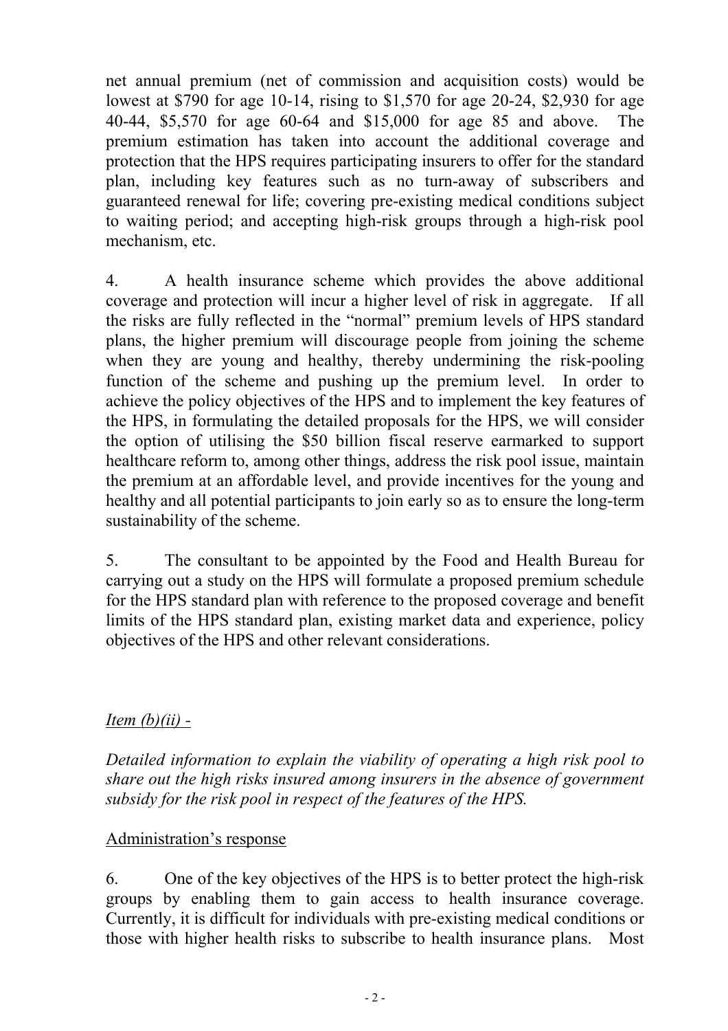net annual premium (net of commission and acquisition costs) would be lowest at $790 for age 10-14, rising to $1,570 for age 20-24, $2,930 for age 40-44, $5,570 for age 60-64 and $15,000 for age 85 and above. The premium estimation has taken into account the additional coverage and protection that the HPS requires participating insurers to offer for the standard plan, including key features such as no turn-away of subscribers and guaranteed renewal for life; covering pre-existing medical conditions subject to waiting period; and accepting high-risk groups through a high-risk pool mechanism, etc.

4. A health insurance scheme which provides the above additional coverage and protection will incur a higher level of risk in aggregate. If all the risks are fully reflected in the "normal" premium levels of HPS standard plans, the higher premium will discourage people from joining the scheme when they are young and healthy, thereby undermining the risk-pooling function of the scheme and pushing up the premium level. In order to achieve the policy objectives of the HPS and to implement the key features of the HPS, in formulating the detailed proposals for the HPS, we will consider the option of utilising the $50 billion fiscal reserve earmarked to support healthcare reform to, among other things, address the risk pool issue, maintain the premium at an affordable level, and provide incentives for the young and healthy and all potential participants to join early so as to ensure the long-term sustainability of the scheme.

5. The consultant to be appointed by the Food and Health Bureau for carrying out a study on the HPS will formulate a proposed premium schedule for the HPS standard plan with reference to the proposed coverage and benefit limits of the HPS standard plan, existing market data and experience, policy objectives of the HPS and other relevant considerations.

*Item (b)(ii) -*

*Detailed information to explain the viability of operating a high risk pool to share out the high risks insured among insurers in the absence of government subsidy for the risk pool in respect of the features of the HPS.*

Administration's response

6. One of the key objectives of the HPS is to better protect the high-risk groups by enabling them to gain access to health insurance coverage. Currently, it is difficult for individuals with pre-existing medical conditions or those with higher health risks to subscribe to health insurance plans. Most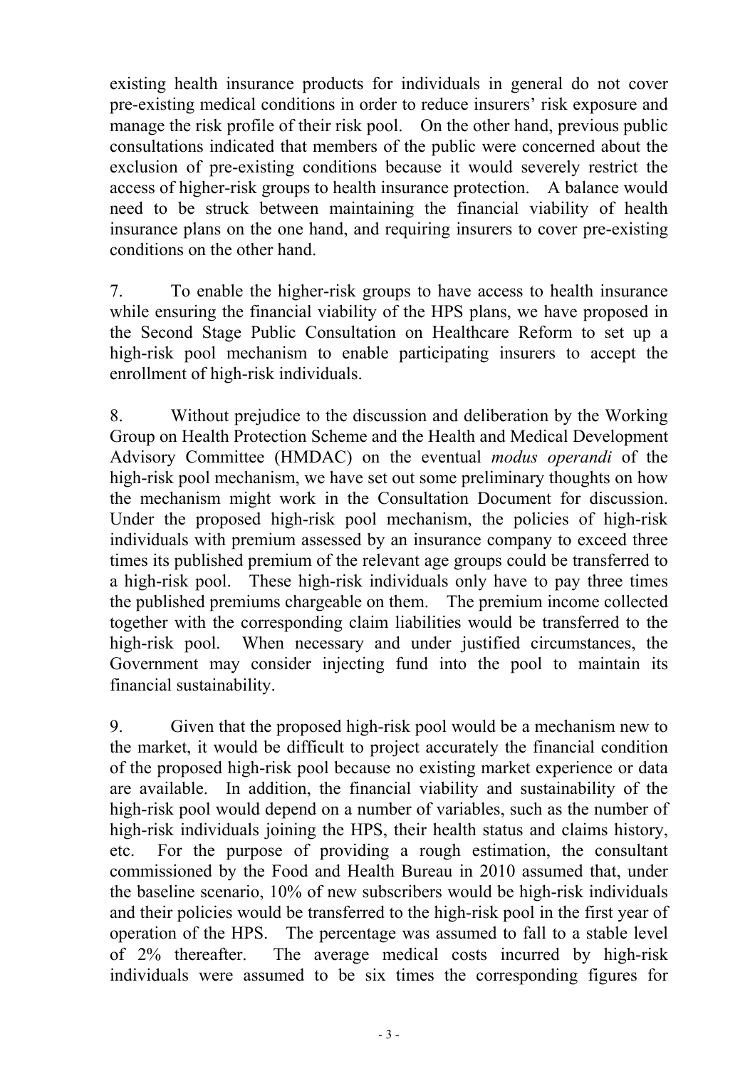existing health insurance products for individuals in general do not cover pre-existing medical conditions in order to reduce insurers' risk exposure and manage the risk profile of their risk pool. On the other hand, previous public consultations indicated that members of the public were concerned about the exclusion of pre-existing conditions because it would severely restrict the access of higher-risk groups to health insurance protection. A balance would need to be struck between maintaining the financial viability of health insurance plans on the one hand, and requiring insurers to cover pre-existing conditions on the other hand.

7. To enable the higher-risk groups to have access to health insurance while ensuring the financial viability of the HPS plans, we have proposed in the Second Stage Public Consultation on Healthcare Reform to set up a high-risk pool mechanism to enable participating insurers to accept the enrollment of high-risk individuals.

8. Without prejudice to the discussion and deliberation by the Working Group on Health Protection Scheme and the Health and Medical Development Advisory Committee (HMDAC) on the eventual *modus operandi* of the high-risk pool mechanism, we have set out some preliminary thoughts on how the mechanism might work in the Consultation Document for discussion. Under the proposed high-risk pool mechanism, the policies of high-risk individuals with premium assessed by an insurance company to exceed three times its published premium of the relevant age groups could be transferred to a high-risk pool. These high-risk individuals only have to pay three times the published premiums chargeable on them. The premium income collected together with the corresponding claim liabilities would be transferred to the high-risk pool. When necessary and under justified circumstances, the Government may consider injecting fund into the pool to maintain its financial sustainability.

9. Given that the proposed high-risk pool would be a mechanism new to the market, it would be difficult to project accurately the financial condition of the proposed high-risk pool because no existing market experience or data are available. In addition, the financial viability and sustainability of the high-risk pool would depend on a number of variables, such as the number of high-risk individuals joining the HPS, their health status and claims history, etc. For the purpose of providing a rough estimation, the consultant commissioned by the Food and Health Bureau in 2010 assumed that, under the baseline scenario, 10% of new subscribers would be high-risk individuals and their policies would be transferred to the high-risk pool in the first year of operation of the HPS. The percentage was assumed to fall to a stable level of 2% thereafter. The average medical costs incurred by high-risk individuals were assumed to be six times the corresponding figures for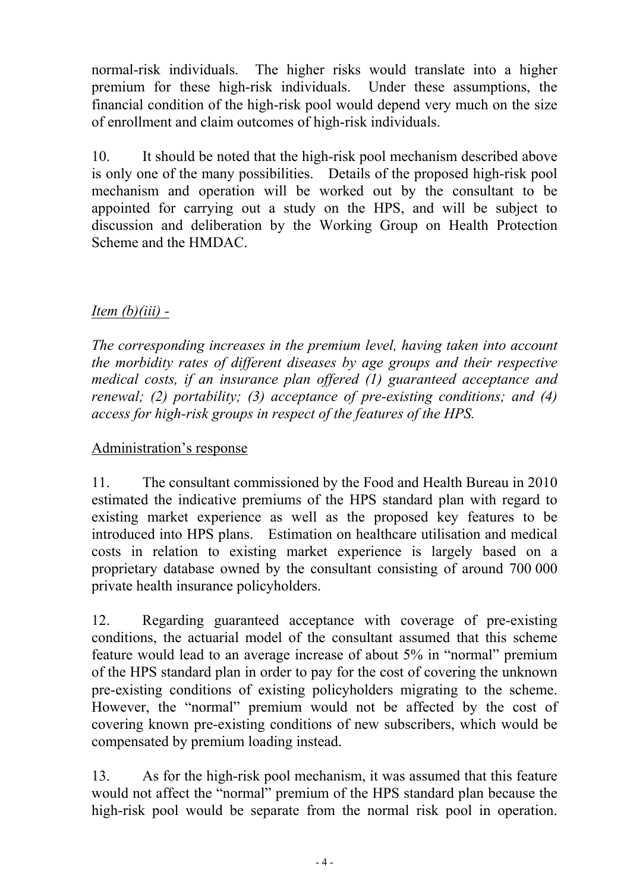normal-risk individuals. The higher risks would translate into a higher premium for these high-risk individuals. Under these assumptions, the financial condition of the high-risk pool would depend very much on the size of enrollment and claim outcomes of high-risk individuals.

10. It should be noted that the high-risk pool mechanism described above is only one of the many possibilities. Details of the proposed high-risk pool mechanism and operation will be worked out by the consultant to be appointed for carrying out a study on the HPS, and will be subject to discussion and deliberation by the Working Group on Health Protection Scheme and the HMDAC.

*Item (b)(iii) -*

*The corresponding increases in the premium level, having taken into account the morbidity rates of different diseases by age groups and their respective medical costs, if an insurance plan offered (1) guaranteed acceptance and renewal; (2) portability; (3) acceptance of pre-existing conditions; and (4) access for high-risk groups in respect of the features of the HPS.*

Administration's response

11. The consultant commissioned by the Food and Health Bureau in 2010 estimated the indicative premiums of the HPS standard plan with regard to existing market experience as well as the proposed key features to be introduced into HPS plans. Estimation on healthcare utilisation and medical costs in relation to existing market experience is largely based on a proprietary database owned by the consultant consisting of around 700 000 private health insurance policyholders.

12. Regarding guaranteed acceptance with coverage of pre-existing conditions, the actuarial model of the consultant assumed that this scheme feature would lead to an average increase of about 5% in "normal" premium of the HPS standard plan in order to pay for the cost of covering the unknown pre-existing conditions of existing policyholders migrating to the scheme. However, the "normal" premium would not be affected by the cost of covering known pre-existing conditions of new subscribers, which would be compensated by premium loading instead.

13. As for the high-risk pool mechanism, it was assumed that this feature would not affect the "normal" premium of the HPS standard plan because the high-risk pool would be separate from the normal risk pool in operation.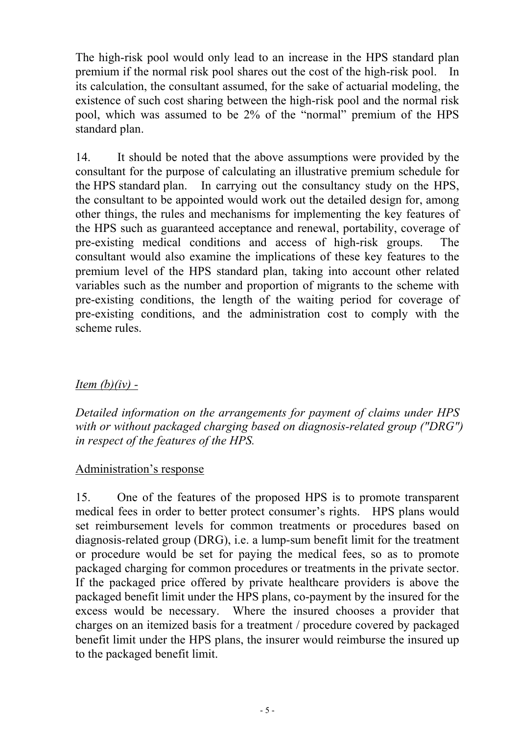The high-risk pool would only lead to an increase in the HPS standard plan premium if the normal risk pool shares out the cost of the high-risk pool. In its calculation, the consultant assumed, for the sake of actuarial modeling, the existence of such cost sharing between the high-risk pool and the normal risk pool, which was assumed to be 2% of the "normal" premium of the HPS standard plan.

14. It should be noted that the above assumptions were provided by the consultant for the purpose of calculating an illustrative premium schedule for the HPS standard plan. In carrying out the consultancy study on the HPS, the consultant to be appointed would work out the detailed design for, among other things, the rules and mechanisms for implementing the key features of the HPS such as guaranteed acceptance and renewal, portability, coverage of pre-existing medical conditions and access of high-risk groups. The consultant would also examine the implications of these key features to the premium level of the HPS standard plan, taking into account other related variables such as the number and proportion of migrants to the scheme with pre-existing conditions, the length of the waiting period for coverage of pre-existing conditions, and the administration cost to comply with the scheme rules.

*Item (b)(iv) -*

*Detailed information on the arrangements for payment of claims under HPS with or without packaged charging based on diagnosis-related group ("DRG") in respect of the features of the HPS.*

Administration's response

15. One of the features of the proposed HPS is to promote transparent medical fees in order to better protect consumer's rights. HPS plans would set reimbursement levels for common treatments or procedures based on diagnosis-related group (DRG), i.e. a lump-sum benefit limit for the treatment or procedure would be set for paying the medical fees, so as to promote packaged charging for common procedures or treatments in the private sector. If the packaged price offered by private healthcare providers is above the packaged benefit limit under the HPS plans, co-payment by the insured for the excess would be necessary. Where the insured chooses a provider that charges on an itemized basis for a treatment / procedure covered by packaged benefit limit under the HPS plans, the insurer would reimburse the insured up to the packaged benefit limit.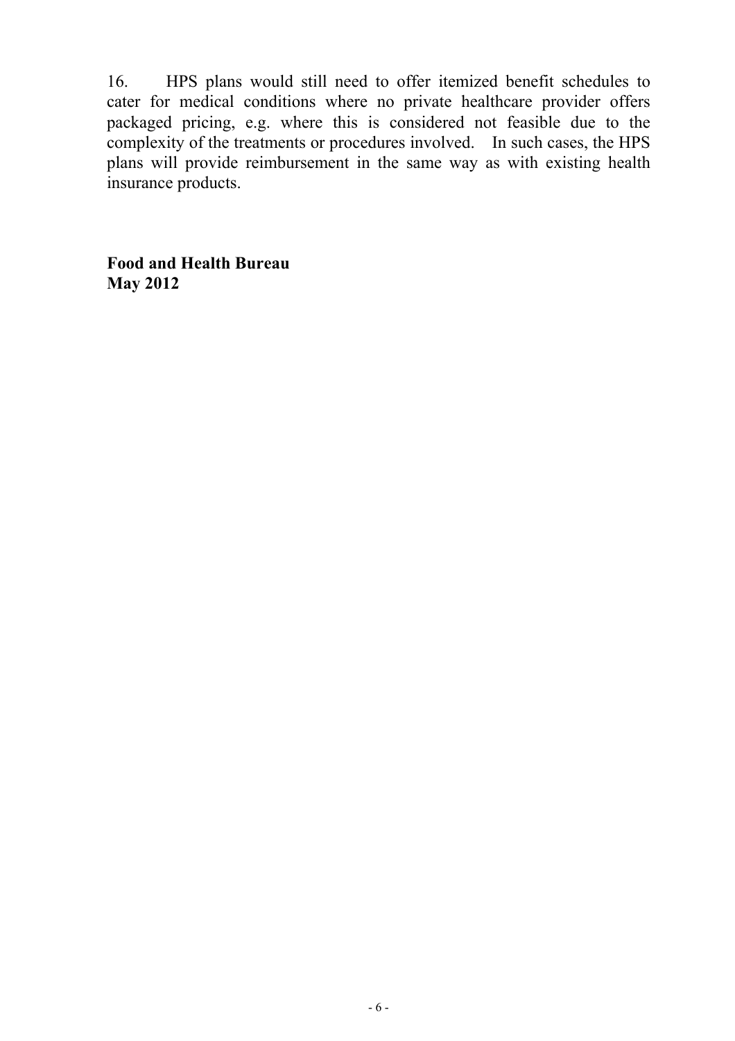16. HPS plans would still need to offer itemized benefit schedules to cater for medical conditions where no private healthcare provider offers packaged pricing, e.g. where this is considered not feasible due to the complexity of the treatments or procedures involved. In such cases, the HPS plans will provide reimbursement in the same way as with existing health insurance products.

**Food and Health Bureau**
**May 2012**